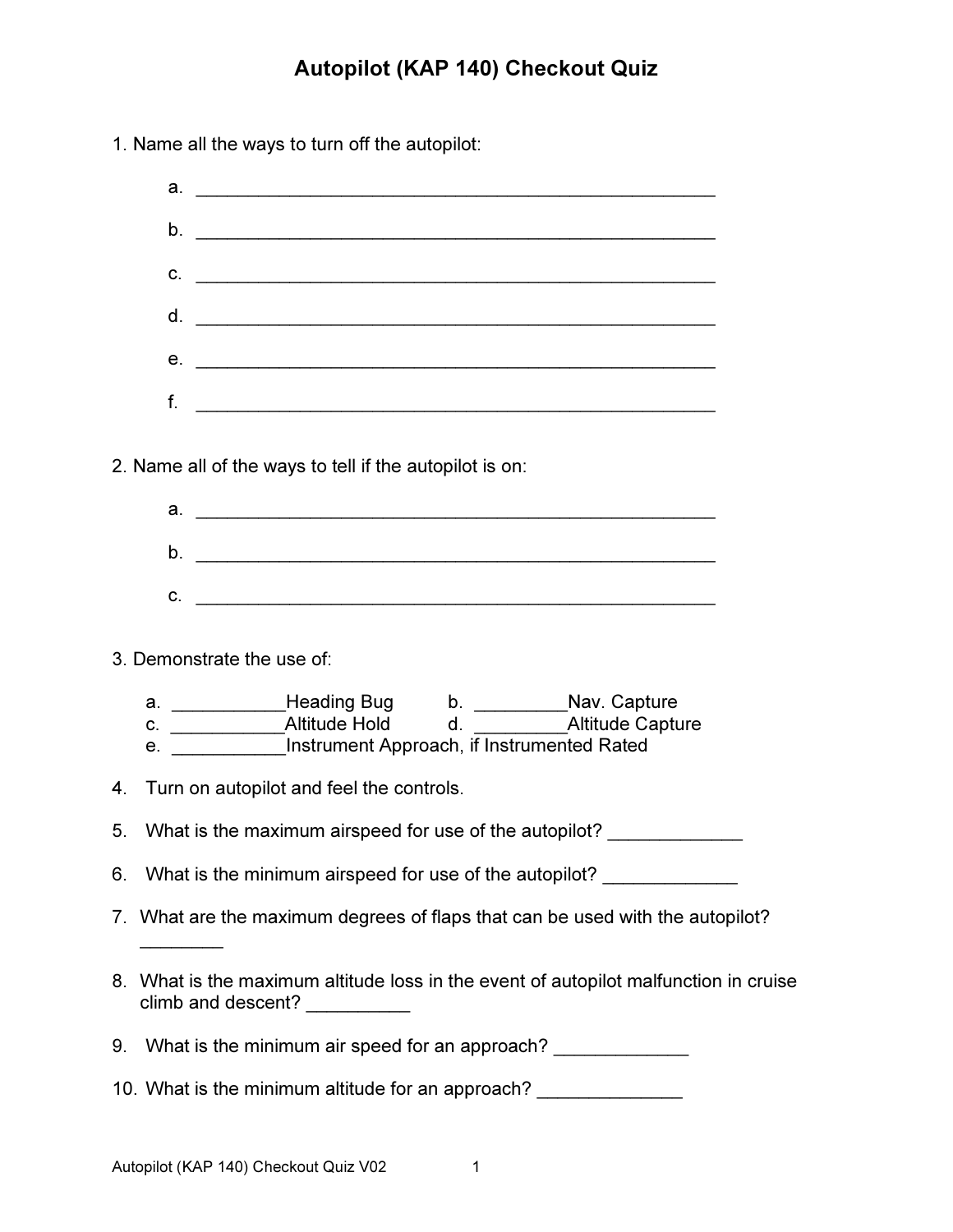# Autopilot (KAP 140) Checkout Quiz

1. Name all the ways to turn off the autopilot:

   a. ____________________________________________________

   b. ____________________________________________________

   c. ____________________________________________________

   d. ____________________________________________________

   e. ____________________________________________________

   f. ____________________________________________________

2. Name all of the ways to tell if the autopilot is on:

   a. ____________________________________________________

   b. ____________________________________________________

   c. ____________________________________________________

3. Demonstrate the use of:

   a. ___________Heading Bug
   b. _________Nav. Capture
   c. ___________Altitude Hold
   d. _________Altitude Capture
   e. ___________Instrument Approach, if Instrumented Rated

4. Turn on autopilot and feel the controls.

5. What is the maximum airspeed for use of the autopilot? _____________

6. What is the minimum airspeed for use of the autopilot? _____________

7. What are the maximum degrees of flaps that can be used with the autopilot? ________

8. What is the maximum altitude loss in the event of autopilot malfunction in cruise climb and descent? __________

9. What is the minimum air speed for an approach? _____________

10. What is the minimum altitude for an approach? ______________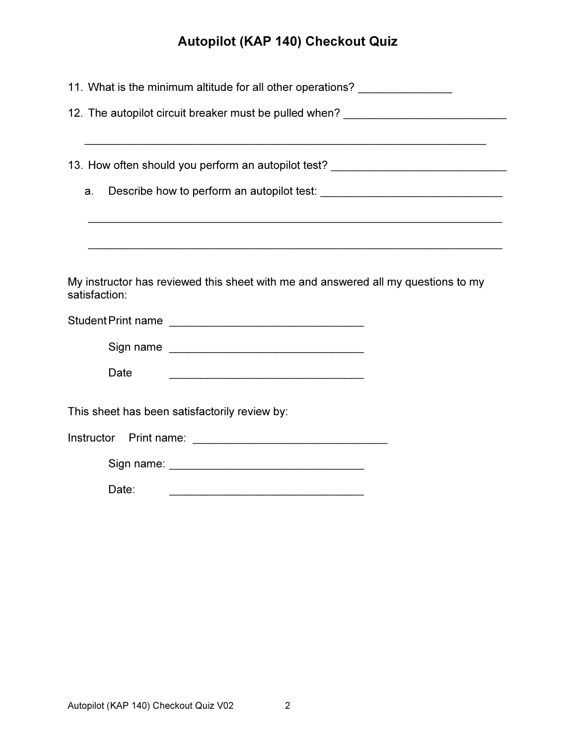# Autopilot (KAP 140) Checkout Quiz

11. What is the minimum altitude for all other operations? _______________

12. The autopilot circuit breaker must be pulled when? ___________________________

    _________________________________________________________________

13. How often should you perform an autopilot test? _____________________________

    a. Describe how to perform an autopilot test: ______________________________

       _________________________________________________________________

       _________________________________________________________________

My instructor has reviewed this sheet with me and answered all my questions to my satisfaction:

Student Print name ________________________________

Sign name ________________________________

Date ________________________________

This sheet has been satisfactorily review by:

Instructor Print name: ________________________________

Sign name: ________________________________

Date: ________________________________